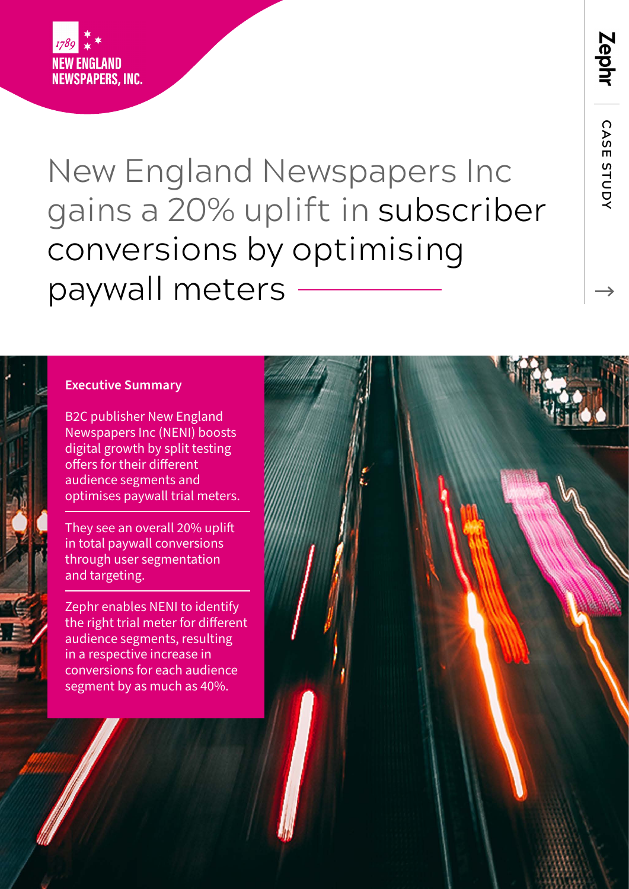1789

NEW ENGLAND NEWSPAPERS, INC.

Zephr | CASE STUDY

# New England Newspapers Inc gains a 20% uplift in subscriber conversions by optimising paywall meters

## Executive Summary

B2C publisher New England Newspapers Inc (NENI) boosts digital growth by split testing offers for their different audience segments and optimises paywall trial meters.

They see an overall 20% uplift in total paywall conversions through user segmentation and targeting.

Zephr enables NENI to identify the right trial meter for different audience segments, resulting in a respective increase in conversions for each audience segment by as much as 40%.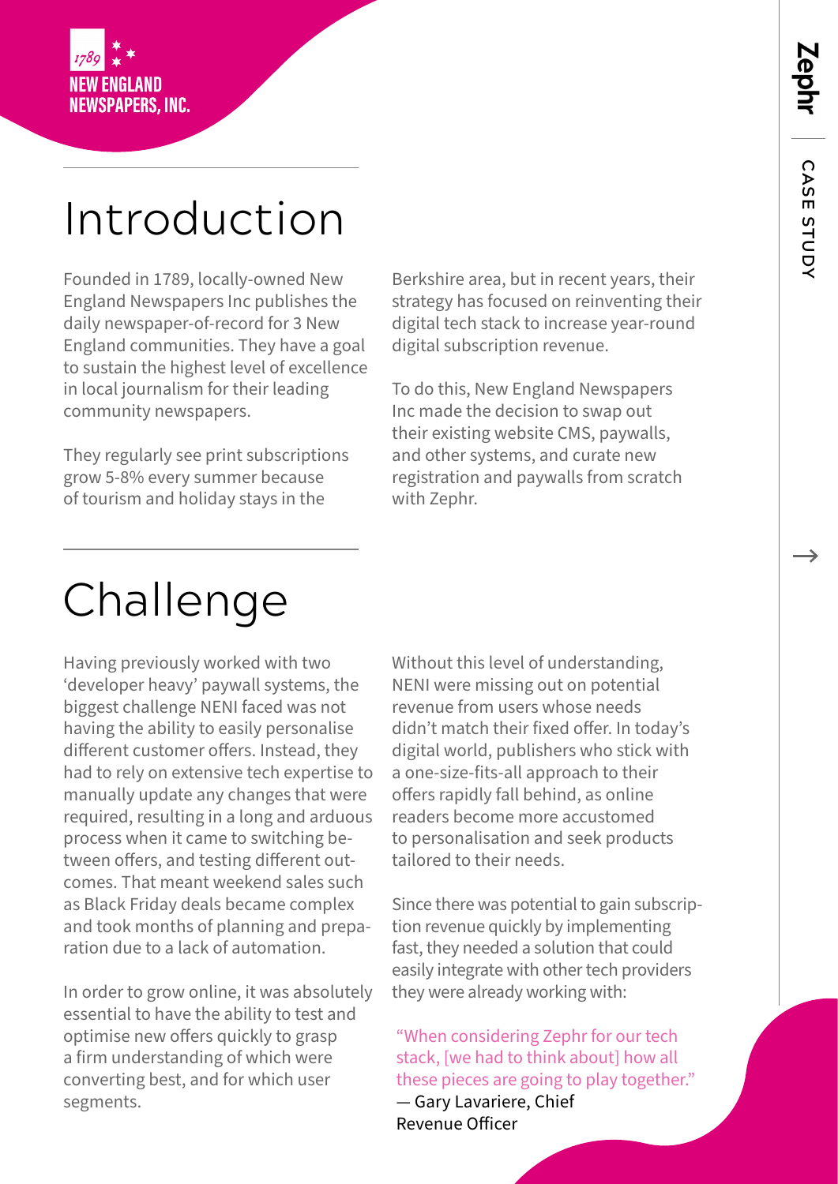# Introduction

Founded in 1789, locally-owned New England Newspapers Inc publishes the daily newspaper-of-record for 3 New England communities. They have a goal to sustain the highest level of excellence in local journalism for their leading community newspapers.

They regularly see print subscriptions grow 5-8% every summer because of tourism and holiday stays in the Berkshire area, but in recent years, their strategy has focused on reinventing their digital tech stack to increase year-round digital subscription revenue.

To do this, New England Newspapers Inc made the decision to swap out their existing website CMS, paywalls, and other systems, and curate new registration and paywalls from scratch with Zephr.

# Challenge

Having previously worked with two 'developer heavy' paywall systems, the biggest challenge NENI faced was not having the ability to easily personalise different customer offers. Instead, they had to rely on extensive tech expertise to manually update any changes that were required, resulting in a long and arduous process when it came to switching between offers, and testing different outcomes. That meant weekend sales such as Black Friday deals became complex and took months of planning and preparation due to a lack of automation.

In order to grow online, it was absolutely essential to have the ability to test and optimise new offers quickly to grasp a firm understanding of which were converting best, and for which user segments.

Without this level of understanding, NENI were missing out on potential revenue from users whose needs didn't match their fixed offer. In today's digital world, publishers who stick with a one-size-fits-all approach to their offers rapidly fall behind, as online readers become more accustomed to personalisation and seek products tailored to their needs.

Since there was potential to gain subscription revenue quickly by implementing fast, they needed a solution that could easily integrate with other tech providers they were already working with:

> "When considering Zephr for our tech stack, [we had to think about] how all these pieces are going to play together."
> — Gary Lavariere, Chief Revenue Officer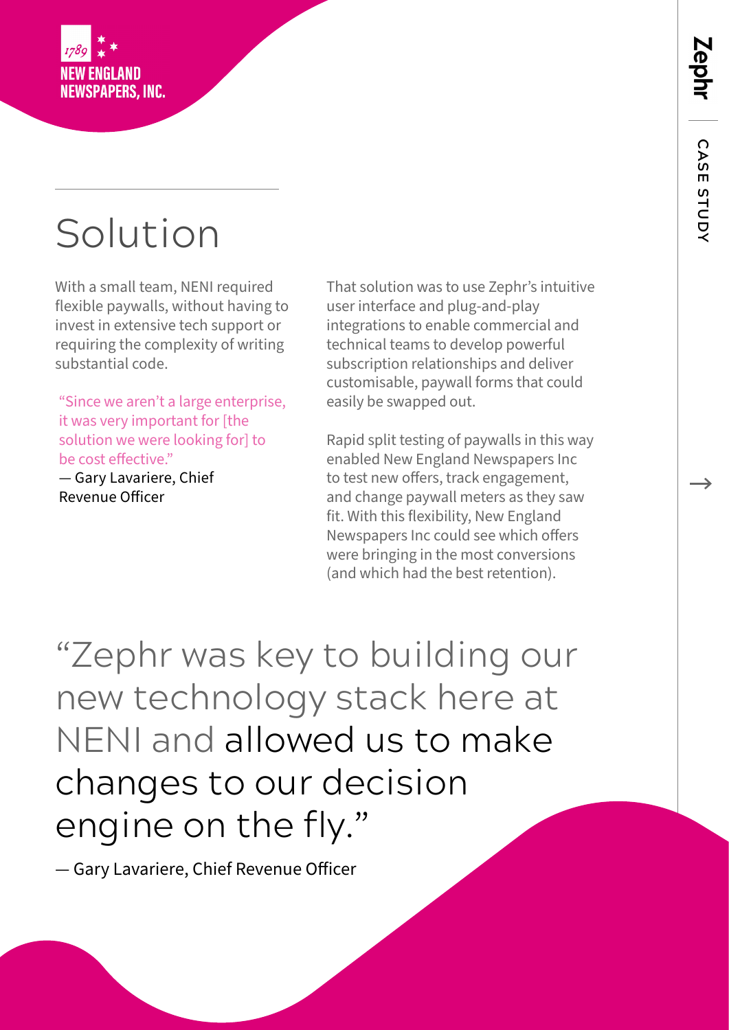# Solution

With a small team, NENI required flexible paywalls, without having to invest in extensive tech support or requiring the complexity of writing substantial code.

"Since we aren't a large enterprise, it was very important for [the solution we were looking for] to be cost effective."
— Gary Lavariere, Chief Revenue Officer

That solution was to use Zephr's intuitive user interface and plug-and-play integrations to enable commercial and technical teams to develop powerful subscription relationships and deliver customisable, paywall forms that could easily be swapped out.

Rapid split testing of paywalls in this way enabled New England Newspapers Inc to test new offers, track engagement, and change paywall meters as they saw fit. With this flexibility, New England Newspapers Inc could see which offers were bringing in the most conversions (and which had the best retention).

> "Zephr was key to building our new technology stack here at NENI and **allowed us to make changes to our decision engine on the fly.**"
>
> — Gary Lavariere, Chief Revenue Officer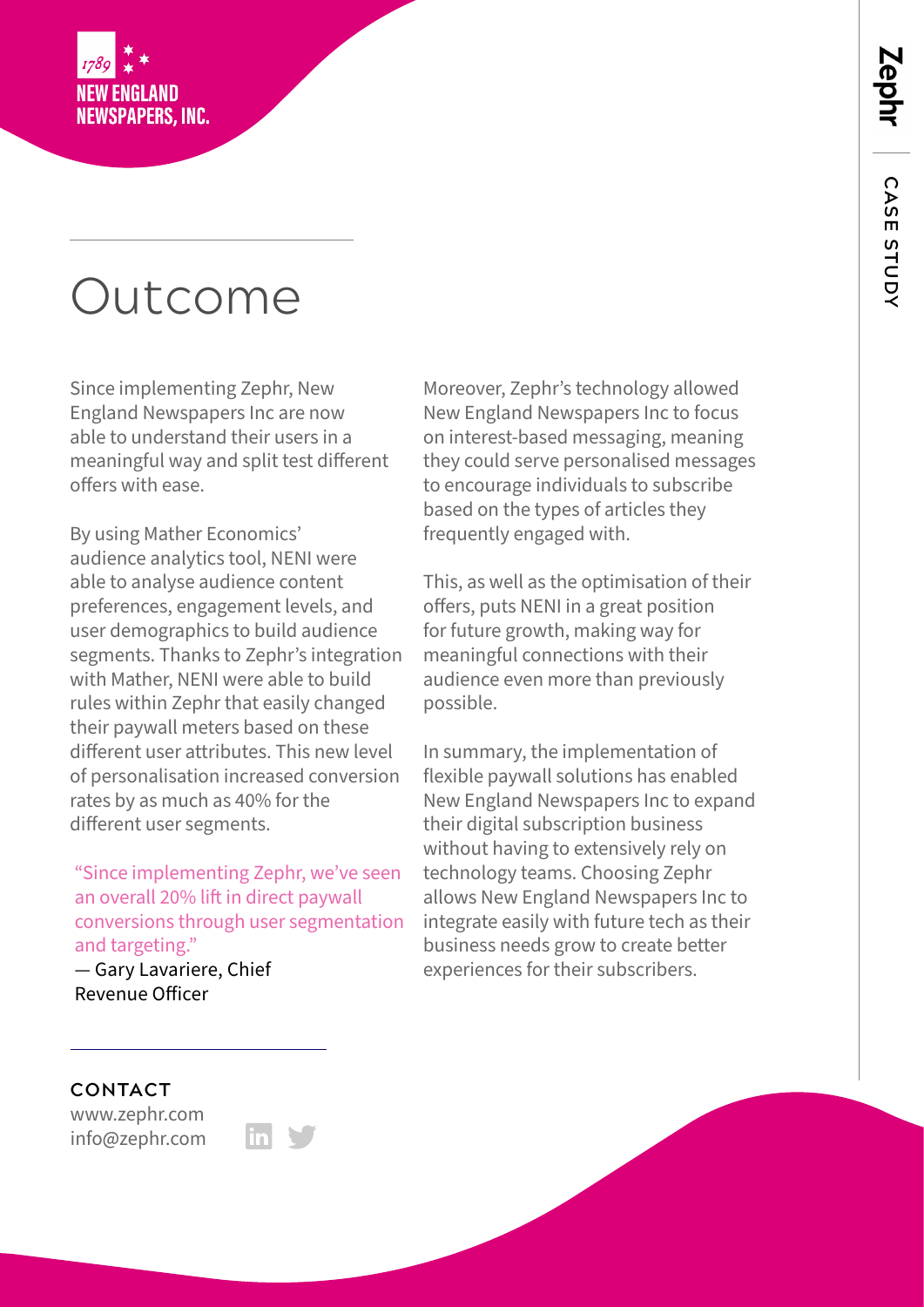# Outcome

Since implementing Zephr, New England Newspapers Inc are now able to understand their users in a meaningful way and split test different offers with ease.

By using Mather Economics' audience analytics tool, NENI were able to analyse audience content preferences, engagement levels, and user demographics to build audience segments. Thanks to Zephr's integration with Mather, NENI were able to build rules within Zephr that easily changed their paywall meters based on these different user attributes. This new level of personalisation increased conversion rates by as much as 40% for the different user segments.

> "Since implementing Zephr, we've seen an overall 20% lift in direct paywall conversions through user segmentation and targeting."
>
> — Gary Lavariere, Chief Revenue Officer

Moreover, Zephr's technology allowed New England Newspapers Inc to focus on interest-based messaging, meaning they could serve personalised messages to encourage individuals to subscribe based on the types of articles they frequently engaged with.

This, as well as the optimisation of their offers, puts NENI in a great position for future growth, making way for meaningful connections with their audience even more than previously possible.

In summary, the implementation of flexible paywall solutions has enabled New England Newspapers Inc to expand their digital subscription business without having to extensively rely on technology teams. Choosing Zephr allows New England Newspapers Inc to integrate easily with future tech as their business needs grow to create better experiences for their subscribers.

**CONTACT**

www.zephr.com
info@zephr.com